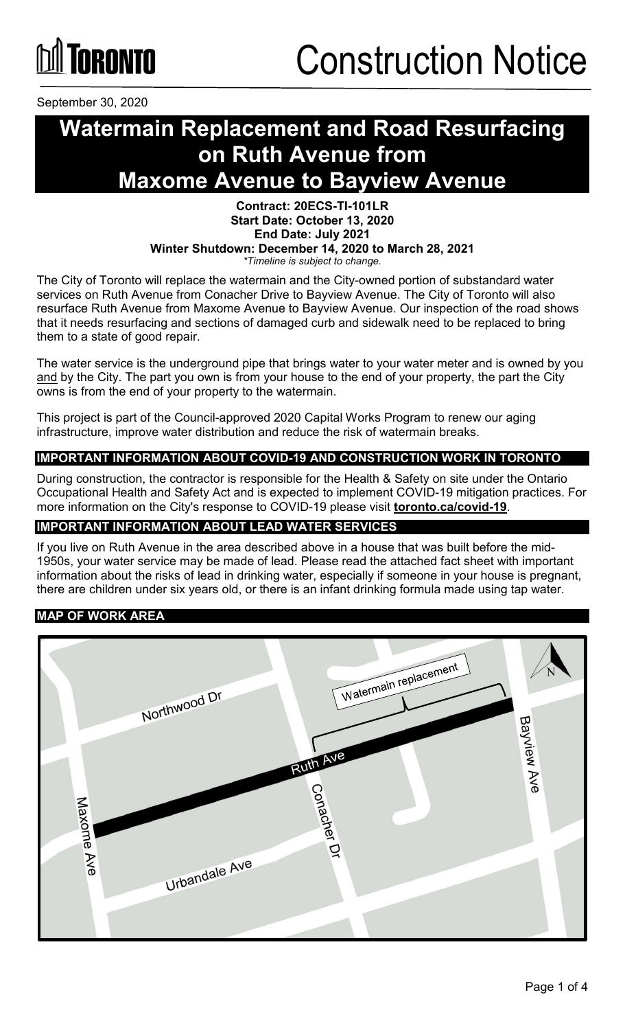Toronto

# Construction Notice

September 30, 2020

# Watermain Replacement and Road Resurfacing on Ruth Avenue from Maxome Avenue to Bayview Avenue

**Contract: 20ECS-TI-101LR**
**Start Date: October 13, 2020**
**End Date: July 2021**
**Winter Shutdown: December 14, 2020 to March 28, 2021**
*\*Timeline is subject to change.*

The City of Toronto will replace the watermain and the City-owned portion of substandard water services on Ruth Avenue from Conacher Drive to Bayview Avenue. The City of Toronto will also resurface Ruth Avenue from Maxome Avenue to Bayview Avenue. Our inspection of the road shows that it needs resurfacing and sections of damaged curb and sidewalk need to be replaced to bring them to a state of good repair.

The water service is the underground pipe that brings water to your water meter and is owned by you <u>and</u> by the City. The part you own is from your house to the end of your property, the part the City owns is from the end of your property to the watermain.

This project is part of the Council-approved 2020 Capital Works Program to renew our aging infrastructure, improve water distribution and reduce the risk of watermain breaks.

## IMPORTANT INFORMATION ABOUT COVID-19 AND CONSTRUCTION WORK IN TORONTO

During construction, the contractor is responsible for the Health & Safety on site under the Ontario Occupational Health and Safety Act and is expected to implement COVID-19 mitigation practices. For more information on the City's response to COVID-19 please visit **toronto.ca/covid-19**.

## IMPORTANT INFORMATION ABOUT LEAD WATER SERVICES

If you live on Ruth Avenue in the area described above in a house that was built before the mid-1950s, your water service may be made of lead. Please read the attached fact sheet with important information about the risks of lead in drinking water, especially if someone in your house is pregnant, there are children under six years old, or there is an infant drinking formula made using tap water.

## MAP OF WORK AREA

Watermain replacement

Northwood Dr

Ruth Ave

Bayview Ave

Conacher Dr

Maxome Ave

Urbandale Ave

N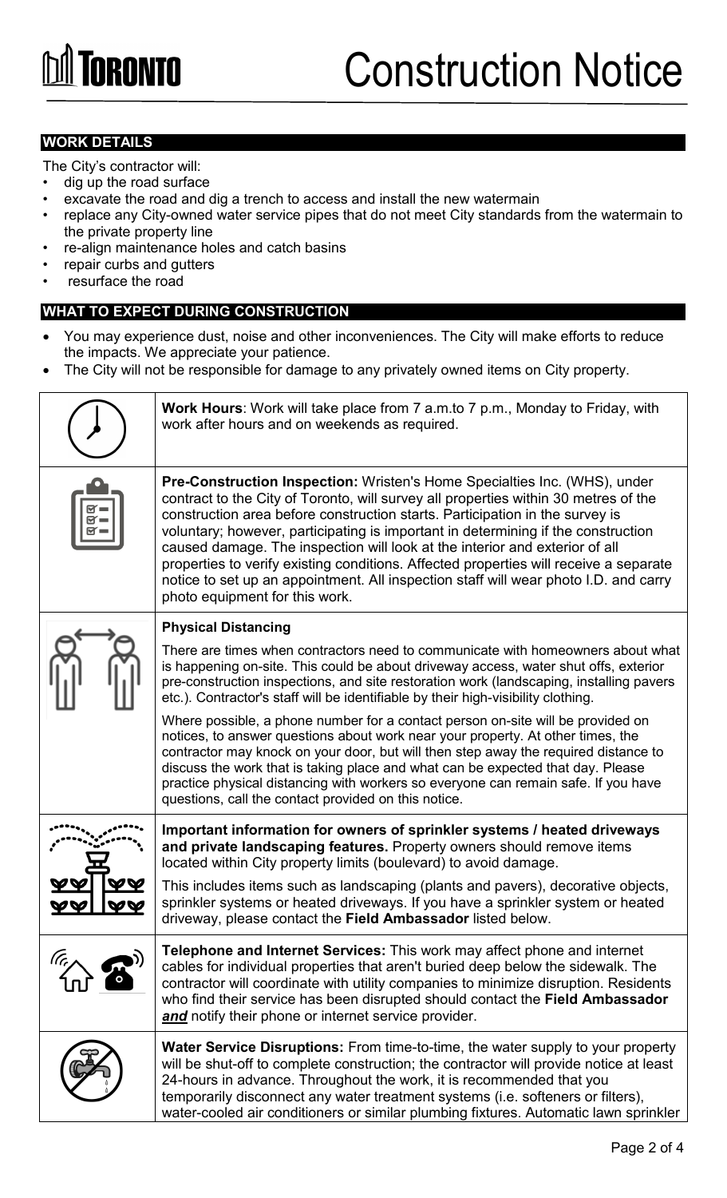# Construction Notice

## WORK DETAILS

The City's contractor will:

- dig up the road surface
- excavate the road and dig a trench to access and install the new watermain
- replace any City-owned water service pipes that do not meet City standards from the watermain to the private property line
- re-align maintenance holes and catch basins
- repair curbs and gutters
- resurface the road

## WHAT TO EXPECT DURING CONSTRUCTION

- You may experience dust, noise and other inconveniences. The City will make efforts to reduce the impacts. We appreciate your patience.
- The City will not be responsible for damage to any privately owned items on City property.

**Work Hours**: Work will take place from 7 a.m.to 7 p.m., Monday to Friday, with work after hours and on weekends as required.

**Pre-Construction Inspection:** Wristen's Home Specialties Inc. (WHS), under contract to the City of Toronto, will survey all properties within 30 metres of the construction area before construction starts. Participation in the survey is voluntary; however, participating is important in determining if the construction caused damage. The inspection will look at the interior and exterior of all properties to verify existing conditions. Affected properties will receive a separate notice to set up an appointment. All inspection staff will wear photo I.D. and carry photo equipment for this work.

**Physical Distancing**

There are times when contractors need to communicate with homeowners about what is happening on-site. This could be about driveway access, water shut offs, exterior pre-construction inspections, and site restoration work (landscaping, installing pavers etc.). Contractor's staff will be identifiable by their high-visibility clothing.

Where possible, a phone number for a contact person on-site will be provided on notices, to answer questions about work near your property. At other times, the contractor may knock on your door, but will then step away the required distance to discuss the work that is taking place and what can be expected that day. Please practice physical distancing with workers so everyone can remain safe. If you have questions, call the contact provided on this notice.

**Important information for owners of sprinkler systems / heated driveways and private landscaping features.** Property owners should remove items located within City property limits (boulevard) to avoid damage.

This includes items such as landscaping (plants and pavers), decorative objects, sprinkler systems or heated driveways. If you have a sprinkler system or heated driveway, please contact the **Field Ambassador** listed below.

**Telephone and Internet Services:** This work may affect phone and internet cables for individual properties that aren't buried deep below the sidewalk. The contractor will coordinate with utility companies to minimize disruption. Residents who find their service has been disrupted should contact the **Field Ambassador** ***and*** notify their phone or internet service provider.

**Water Service Disruptions:** From time-to-time, the water supply to your property will be shut-off to complete construction; the contractor will provide notice at least 24-hours in advance. Throughout the work, it is recommended that you temporarily disconnect any water treatment systems (i.e. softeners or filters), water-cooled air conditioners or similar plumbing fixtures. Automatic lawn sprinkler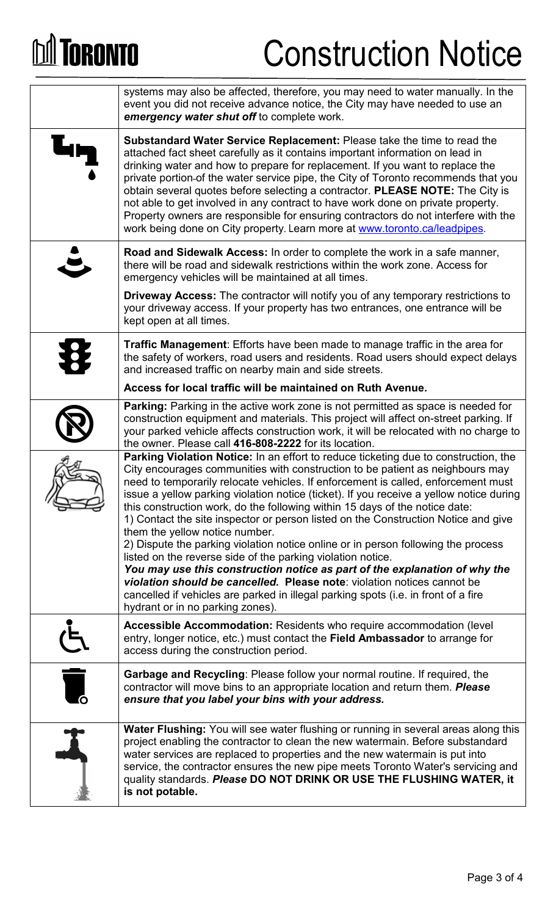# Construction Notice

systems may also be affected, therefore, you may need to water manually. In the event you did not receive advance notice, the City may have needed to use an ***emergency water shut off*** to complete work.

**Substandard Water Service Replacement:** Please take the time to read the attached fact sheet carefully as it contains important information on lead in drinking water and how to prepare for replacement. If you want to replace the private portion of the water service pipe, the City of Toronto recommends that you obtain several quotes before selecting a contractor. **PLEASE NOTE:** The City is not able to get involved in any contract to have work done on private property. Property owners are responsible for ensuring contractors do not interfere with the work being done on City property. Learn more at www.toronto.ca/leadpipes.

**Road and Sidewalk Access:** In order to complete the work in a safe manner, there will be road and sidewalk restrictions within the work zone. Access for emergency vehicles will be maintained at all times.

**Driveway Access:** The contractor will notify you of any temporary restrictions to your driveway access. If your property has two entrances, one entrance will be kept open at all times.

**Traffic Management**: Efforts have been made to manage traffic in the area for the safety of workers, road users and residents. Road users should expect delays and increased traffic on nearby main and side streets.

**Access for local traffic will be maintained on Ruth Avenue.**

**Parking:** Parking in the active work zone is not permitted as space is needed for construction equipment and materials. This project will affect on-street parking. If your parked vehicle affects construction work, it will be relocated with no charge to the owner. Please call **416-808-2222** for its location.

**Parking Violation Notice:** In an effort to reduce ticketing due to construction, the City encourages communities with construction to be patient as neighbours may need to temporarily relocate vehicles. If enforcement is called, enforcement must issue a yellow parking violation notice (ticket). If you receive a yellow notice during this construction work, do the following within 15 days of the notice date:

1) Contact the site inspector or person listed on the Construction Notice and give them the yellow notice number.
2) Dispute the parking violation notice online or in person following the process listed on the reverse side of the parking violation notice.

***You may use this construction notice as part of the explanation of why the violation should be cancelled.*** **Please note**: violation notices cannot be cancelled if vehicles are parked in illegal parking spots (i.e. in front of a fire hydrant or in no parking zones).

**Accessible Accommodation:** Residents who require accommodation (level entry, longer notice, etc.) must contact the **Field Ambassador** to arrange for access during the construction period.

**Garbage and Recycling**: Please follow your normal routine. If required, the contractor will move bins to an appropriate location and return them. ***Please ensure that you label your bins with your address.***

**Water Flushing:** You will see water flushing or running in several areas along this project enabling the contractor to clean the new watermain. Before substandard water services are replaced to properties and the new watermain is put into service, the contractor ensures the new pipe meets Toronto Water's servicing and quality standards. ***Please*** **DO NOT DRINK OR USE THE FLUSHING WATER, it is not potable.**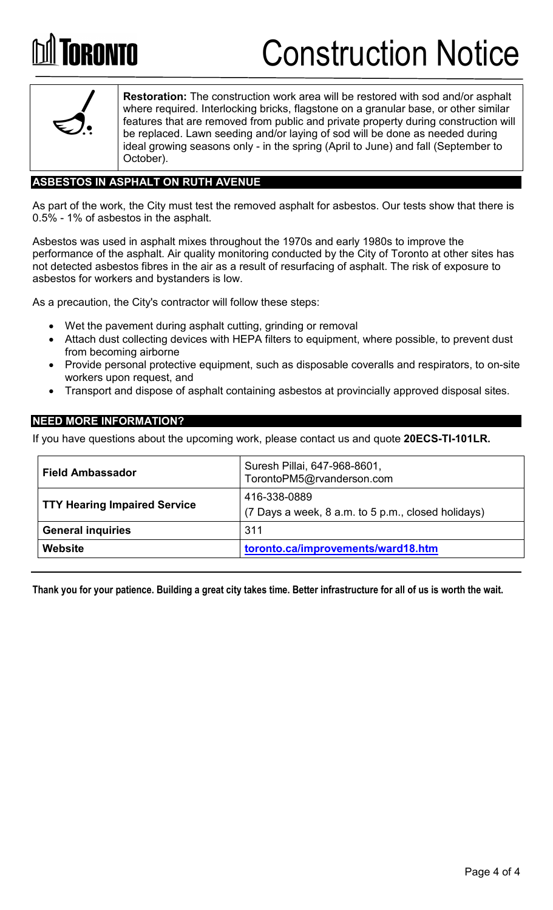# Construction Notice

**Restoration:** The construction work area will be restored with sod and/or asphalt where required. Interlocking bricks, flagstone on a granular base, or other similar features that are removed from public and private property during construction will be replaced. Lawn seeding and/or laying of sod will be done as needed during ideal growing seasons only - in the spring (April to June) and fall (September to October).

## ASBESTOS IN ASPHALT ON RUTH AVENUE

As part of the work, the City must test the removed asphalt for asbestos. Our tests show that there is 0.5% - 1% of asbestos in the asphalt.

Asbestos was used in asphalt mixes throughout the 1970s and early 1980s to improve the performance of the asphalt. Air quality monitoring conducted by the City of Toronto at other sites has not detected asbestos fibres in the air as a result of resurfacing of asphalt. The risk of exposure to asbestos for workers and bystanders is low.

As a precaution, the City's contractor will follow these steps:

- Wet the pavement during asphalt cutting, grinding or removal
- Attach dust collecting devices with HEPA filters to equipment, where possible, to prevent dust from becoming airborne
- Provide personal protective equipment, such as disposable coveralls and respirators, to on-site workers upon request, and
- Transport and dispose of asphalt containing asbestos at provincially approved disposal sites.

## NEED MORE INFORMATION?

If you have questions about the upcoming work, please contact us and quote **20ECS-TI-101LR.**

| | |
|---|---|
| **Field Ambassador** | Suresh Pillai, 647-968-8601, TorontoPM5@rvanderson.com |
| **TTY Hearing Impaired Service** | 416-338-0889 (7 Days a week, 8 a.m. to 5 p.m., closed holidays) |
| **General inquiries** | 311 |
| **Website** | **toronto.ca/improvements/ward18.htm** |

**Thank you for your patience. Building a great city takes time. Better infrastructure for all of us is worth the wait.**